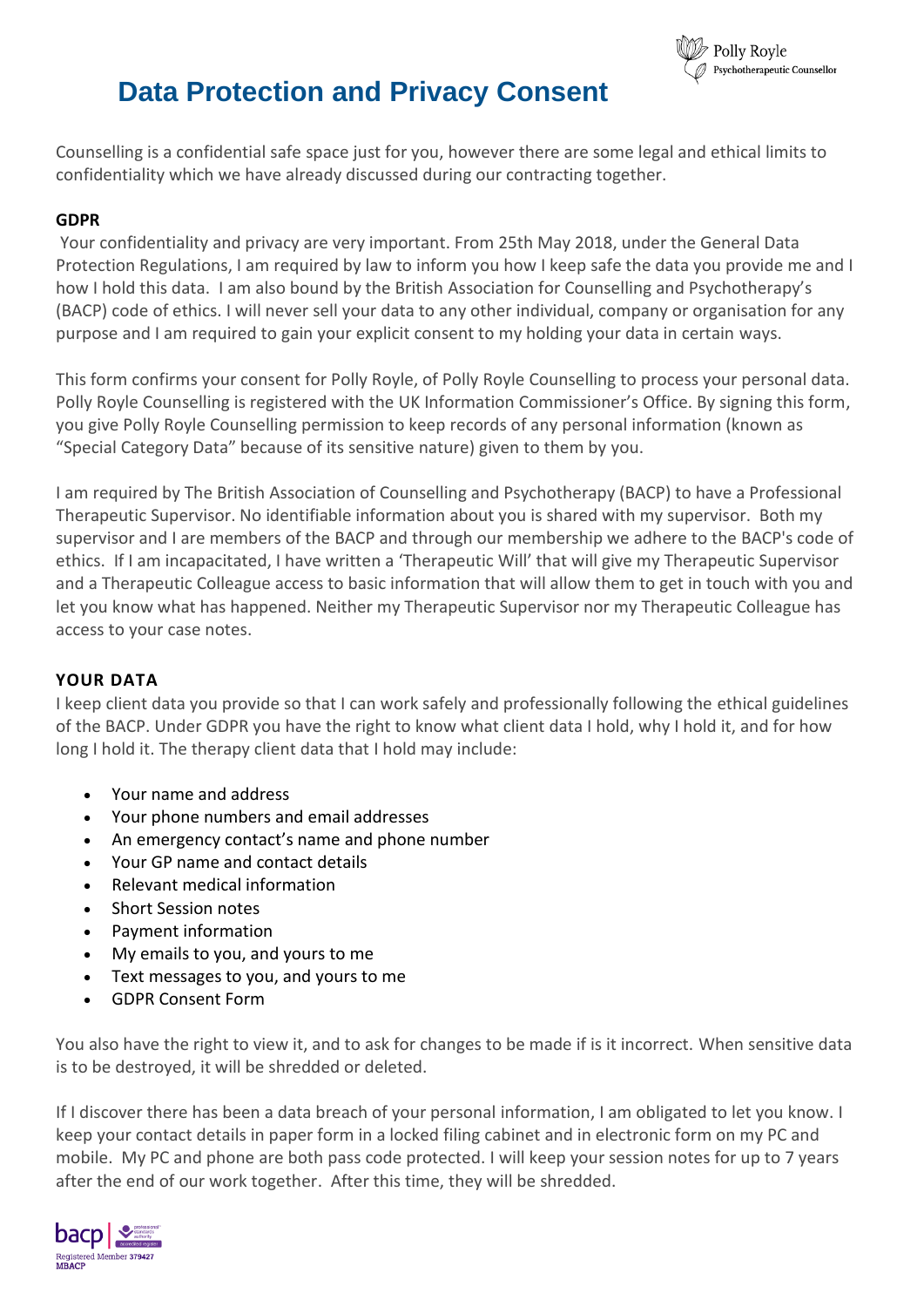Polly Royle
Psychotherapeutic Counsellor

# Data Protection and Privacy Consent

Counselling is a confidential safe space just for you, however there are some legal and ethical limits to confidentiality which we have already discussed during our contracting together.

**GDPR**

Your confidentiality and privacy are very important. From 25th May 2018, under the General Data Protection Regulations, I am required by law to inform you how I keep safe the data you provide me and I how I hold this data. I am also bound by the British Association for Counselling and Psychotherapy's (BACP) code of ethics. I will never sell your data to any other individual, company or organisation for any purpose and I am required to gain your explicit consent to my holding your data in certain ways.

This form confirms your consent for Polly Royle, of Polly Royle Counselling to process your personal data. Polly Royle Counselling is registered with the UK Information Commissioner's Office. By signing this form, you give Polly Royle Counselling permission to keep records of any personal information (known as "Special Category Data" because of its sensitive nature) given to them by you.

I am required by The British Association of Counselling and Psychotherapy (BACP) to have a Professional Therapeutic Supervisor. No identifiable information about you is shared with my supervisor. Both my supervisor and I are members of the BACP and through our membership we adhere to the BACP's code of ethics. If I am incapacitated, I have written a 'Therapeutic Will' that will give my Therapeutic Supervisor and a Therapeutic Colleague access to basic information that will allow them to get in touch with you and let you know what has happened. Neither my Therapeutic Supervisor nor my Therapeutic Colleague has access to your case notes.

**YOUR DATA**

I keep client data you provide so that I can work safely and professionally following the ethical guidelines of the BACP. Under GDPR you have the right to know what client data I hold, why I hold it, and for how long I hold it. The therapy client data that I hold may include:

- Your name and address
- Your phone numbers and email addresses
- An emergency contact's name and phone number
- Your GP name and contact details
- Relevant medical information
- Short Session notes
- Payment information
- My emails to you, and yours to me
- Text messages to you, and yours to me
- GDPR Consent Form

You also have the right to view it, and to ask for changes to be made if is it incorrect. When sensitive data is to be destroyed, it will be shredded or deleted.

If I discover there has been a data breach of your personal information, I am obligated to let you know. I keep your contact details in paper form in a locked filing cabinet and in electronic form on my PC and mobile. My PC and phone are both pass code protected. I will keep your session notes for up to 7 years after the end of our work together. After this time, they will be shredded.

bacp
Registered Member 379427
MBACP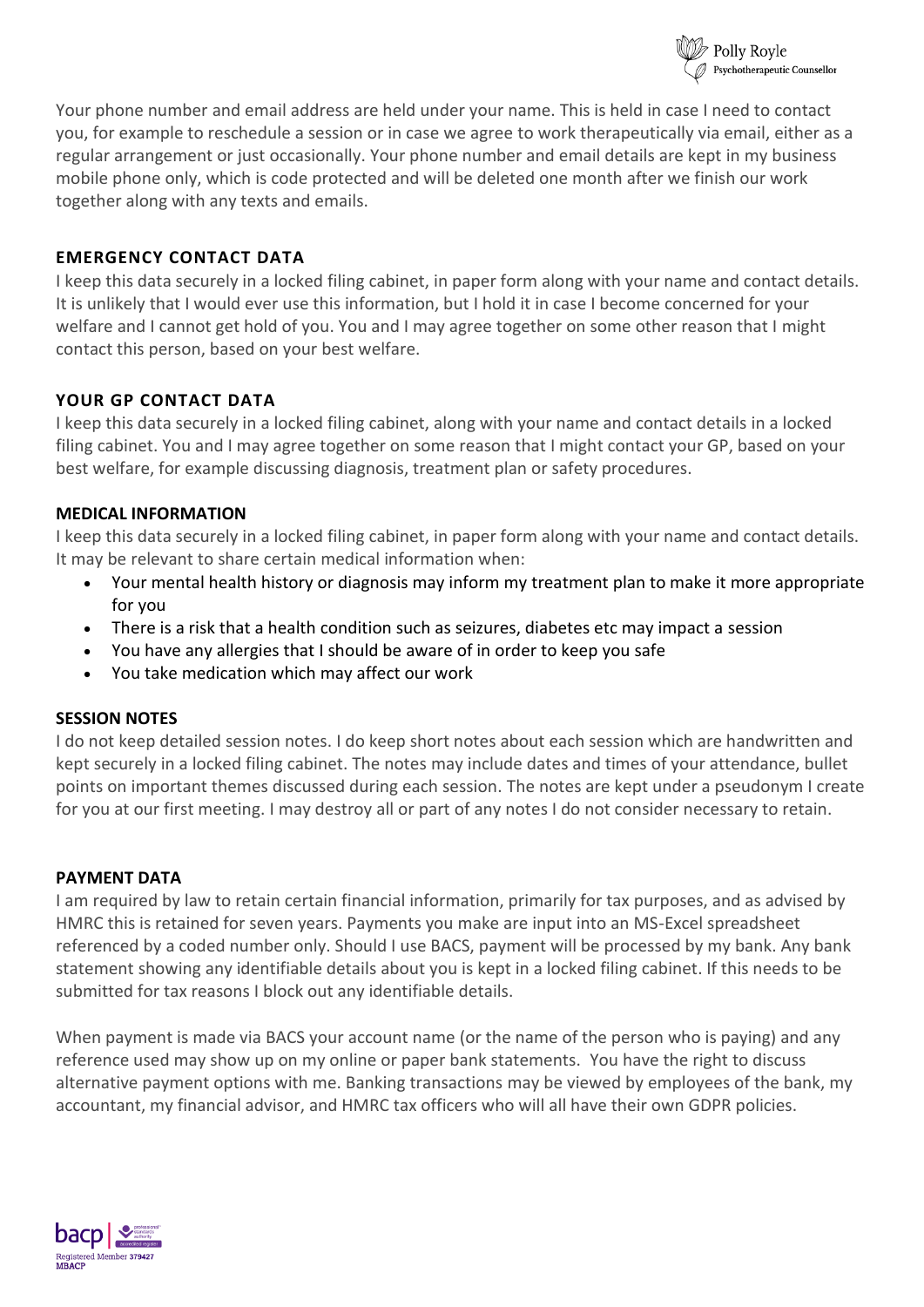Your phone number and email address are held under your name. This is held in case I need to contact you, for example to reschedule a session or in case we agree to work therapeutically via email, either as a regular arrangement or just occasionally. Your phone number and email details are kept in my business mobile phone only, which is code protected and will be deleted one month after we finish our work together along with any texts and emails.

## EMERGENCY CONTACT DATA

I keep this data securely in a locked filing cabinet, in paper form along with your name and contact details. It is unlikely that I would ever use this information, but I hold it in case I become concerned for your welfare and I cannot get hold of you. You and I may agree together on some other reason that I might contact this person, based on your best welfare.

## YOUR GP CONTACT DATA

I keep this data securely in a locked filing cabinet, along with your name and contact details in a locked filing cabinet. You and I may agree together on some reason that I might contact your GP, based on your best welfare, for example discussing diagnosis, treatment plan or safety procedures.

## MEDICAL INFORMATION

I keep this data securely in a locked filing cabinet, in paper form along with your name and contact details. It may be relevant to share certain medical information when:

- Your mental health history or diagnosis may inform my treatment plan to make it more appropriate for you
- There is a risk that a health condition such as seizures, diabetes etc may impact a session
- You have any allergies that I should be aware of in order to keep you safe
- You take medication which may affect our work

## SESSION NOTES

I do not keep detailed session notes. I do keep short notes about each session which are handwritten and kept securely in a locked filing cabinet. The notes may include dates and times of your attendance, bullet points on important themes discussed during each session. The notes are kept under a pseudonym I create for you at our first meeting. I may destroy all or part of any notes I do not consider necessary to retain.

## PAYMENT DATA

I am required by law to retain certain financial information, primarily for tax purposes, and as advised by HMRC this is retained for seven years. Payments you make are input into an MS-Excel spreadsheet referenced by a coded number only. Should I use BACS, payment will be processed by my bank. Any bank statement showing any identifiable details about you is kept in a locked filing cabinet. If this needs to be submitted for tax reasons I block out any identifiable details.

When payment is made via BACS your account name (or the name of the person who is paying) and any reference used may show up on my online or paper bank statements. You have the right to discuss alternative payment options with me. Banking transactions may be viewed by employees of the bank, my accountant, my financial advisor, and HMRC tax officers who will all have their own GDPR policies.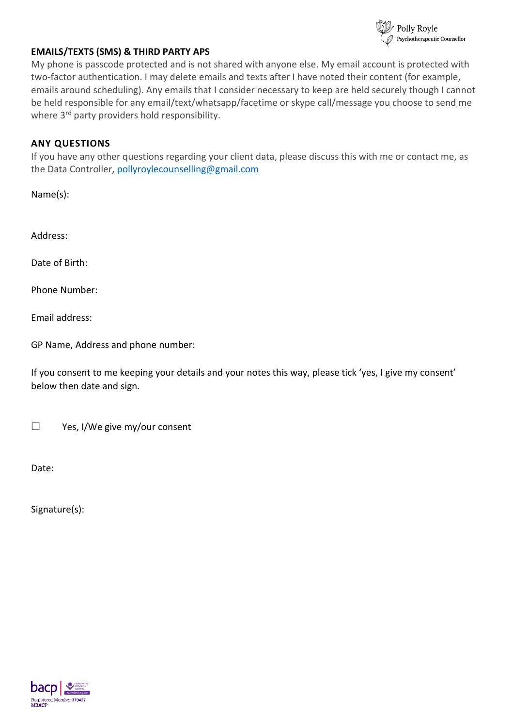## EMAILS/TEXTS (SMS) & THIRD PARTY APS

My phone is passcode protected and is not shared with anyone else. My email account is protected with two-factor authentication. I may delete emails and texts after I have noted their content (for example, emails around scheduling). Any emails that I consider necessary to keep are held securely though I cannot be held responsible for any email/text/whatsapp/facetime or skype call/message you choose to send me where 3rd party providers hold responsibility.

## ANY QUESTIONS

If you have any other questions regarding your client data, please discuss this with me or contact me, as the Data Controller, pollyroylecounselling@gmail.com

Name(s):

Address:

Date of Birth:

Phone Number:

Email address:

GP Name, Address and phone number:

If you consent to me keeping your details and your notes this way, please tick 'yes, I give my consent' below then date and sign.

☐ Yes, I/We give my/our consent

Date:

Signature(s):

Registered Member 379427
MBACP